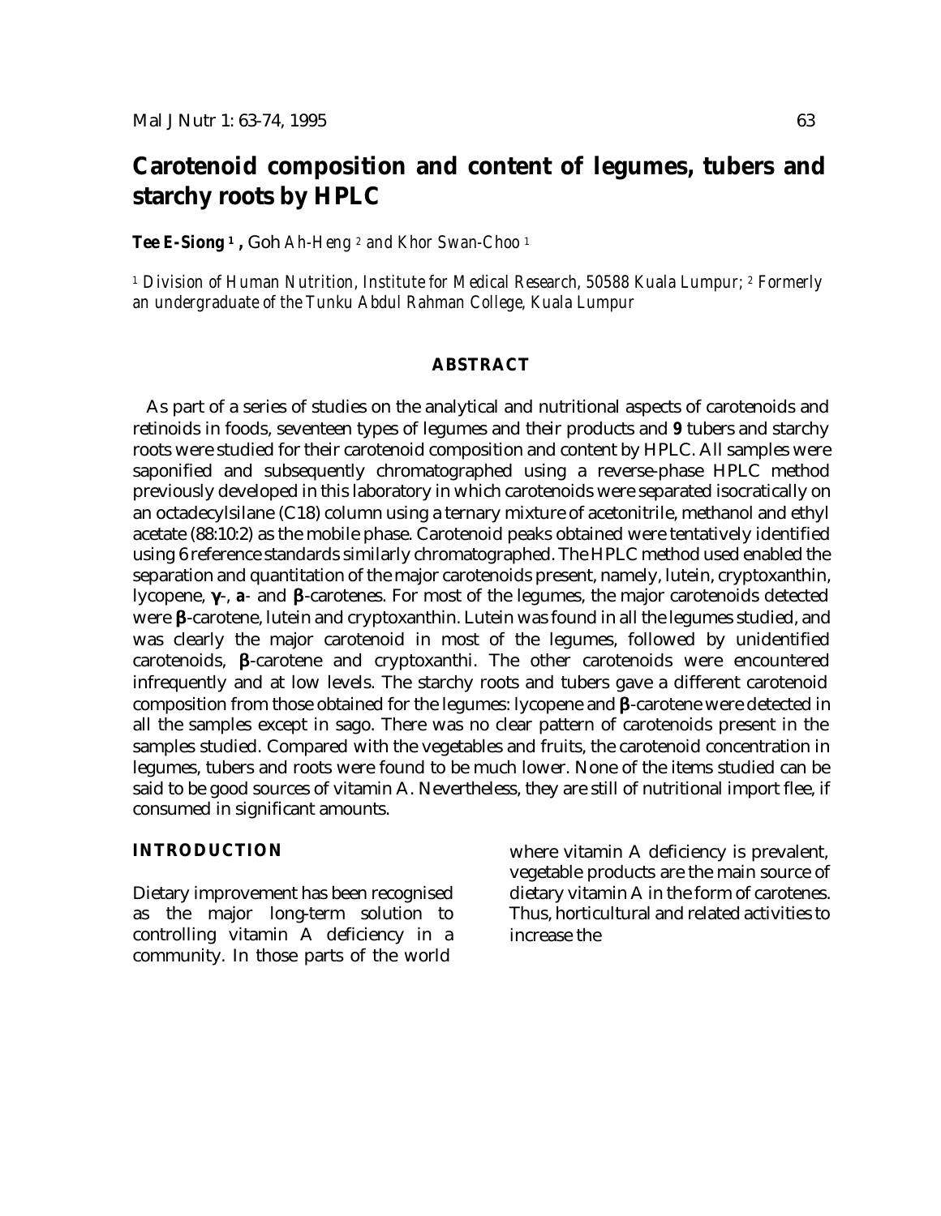# Carotenoid composition and content of legumes, tubers and starchy roots by HPLC

**Tee E-Siong [1], Goh Ah-Heng [2] and Khor Swan-Choo [1]**

[1] *Division of Human Nutrition, Institute for Medical Research, 50588 Kuala Lumpur;* [2] *Formerly an undergraduate of the Tunku Abdul Rahman College, Kuala Lumpur*

## ABSTRACT

As part of a series of studies on the analytical and nutritional aspects of carotenoids and retinoids in foods, seventeen types of legumes and their products and **9** tubers and starchy roots were studied for their carotenoid composition and content by HPLC. All samples were saponified and subsequently chromatographed using a reverse-phase HPLC method previously developed in this laboratory in which carotenoids were separated isocratically on an octadecylsilane (C18) column using a ternary mixture of acetonitrile, methanol and ethyl acetate (88:10:2) as the mobile phase. Carotenoid peaks obtained were tentatively identified using 6 reference standards similarly chromatographed. The HPLC method used enabled the separation and quantitation of the major carotenoids present, namely, lutein, cryptoxanthin, lycopene, **γ**-, **a**- and **β**-carotenes. For most of the legumes, the major carotenoids detected were **β**-carotene, lutein and cryptoxanthin. Lutein was found in all the legumes studied, and was clearly the major carotenoid in most of the legumes, followed by unidentified carotenoids, **β**-carotene and cryptoxanthi. The other carotenoids were encountered infrequently and at low levels. The starchy roots and tubers gave a different carotenoid composition from those obtained for the legumes: lycopene and **β**-carotene were detected in all the samples except in sago. There was no clear pattern of carotenoids present in the samples studied. Compared with the vegetables and fruits, the carotenoid concentration in legumes, tubers and roots were found to be much lower. None of the items studied can be said to be good sources of vitamin A. Nevertheless, they are still of nutritional import flee, if consumed in significant amounts.

## INTRODUCTION

Dietary improvement has been recognised as the major long-term solution to controlling vitamin A deficiency in a community. In those parts of the world where vitamin A deficiency is prevalent, vegetable products are the main source of dietary vitamin A in the form of carotenes. Thus, horticultural and related activities to increase the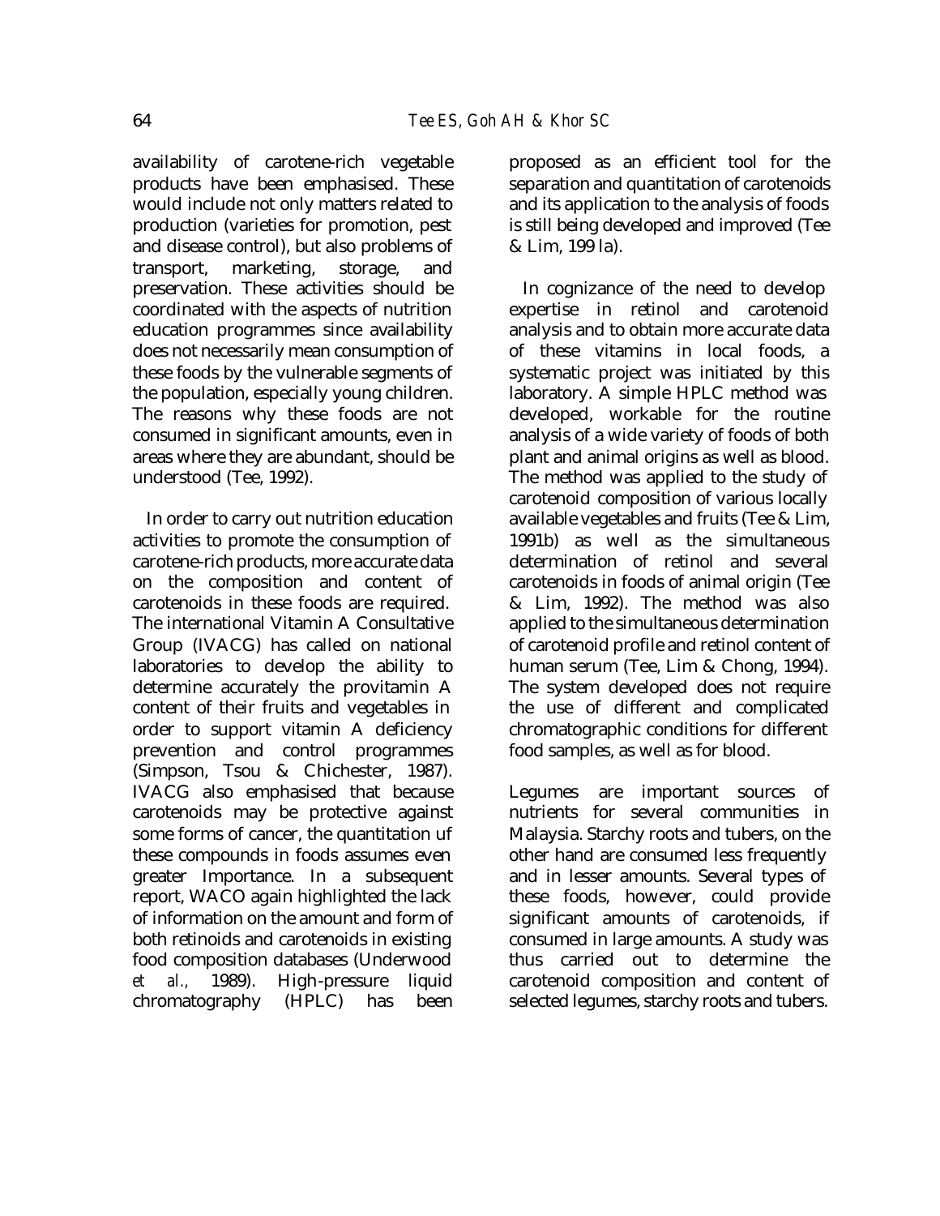availability of carotene-rich vegetable products have been emphasised. These would include not only matters related to production (varieties for promotion, pest and disease control), but also problems of transport, marketing, storage, and preservation. These activities should be coordinated with the aspects of nutrition education programmes since availability does not necessarily mean consumption of these foods by the vulnerable segments of the population, especially young children. The reasons why these foods are not consumed in significant amounts, even in areas where they are abundant, should be understood (Tee, 1992).

In order to carry out nutrition education activities to promote the consumption of carotene-rich products, more accurate data on the composition and content of carotenoids in these foods are required. The international Vitamin A Consultative Group (IVACG) has called on national laboratories to develop the ability to determine accurately the provitamin A content of their fruits and vegetables in order to support vitamin A deficiency prevention and control programmes (Simpson, Tsou & Chichester, 1987). IVACG also emphasised that because carotenoids may be protective against some forms of cancer, the quantitation uf these compounds in foods assumes even greater Importance. In a subsequent report, WACO again highlighted the lack of information on the amount and form of both retinoids and carotenoids in existing food composition databases (Underwood *et al.*, 1989). High-pressure liquid chromatography (HPLC) has been proposed as an efficient tool for the separation and quantitation of carotenoids and its application to the analysis of foods is still being developed and improved (Tee & Lim, 199 la).

In cognizance of the need to develop expertise in retinol and carotenoid analysis and to obtain more accurate data of these vitamins in local foods, a systematic project was initiated by this laboratory. A simple HPLC method was developed, workable for the routine analysis of a wide variety of foods of both plant and animal origins as well as blood. The method was applied to the study of carotenoid composition of various locally available vegetables and fruits (Tee & Lim, 1991b) as well as the simultaneous determination of retinol and several carotenoids in foods of animal origin (Tee & Lim, 1992). The method was also applied to the simultaneous determination of carotenoid profile and retinol content of human serum (Tee, Lim & Chong, 1994). The system developed does not require the use of different and complicated chromatographic conditions for different food samples, as well as for blood.

Legumes are important sources of nutrients for several communities in Malaysia. Starchy roots and tubers, on the other hand are consumed less frequently and in lesser amounts. Several types of these foods, however, could provide significant amounts of carotenoids, if consumed in large amounts. A study was thus carried out to determine the carotenoid composition and content of selected legumes, starchy roots and tubers.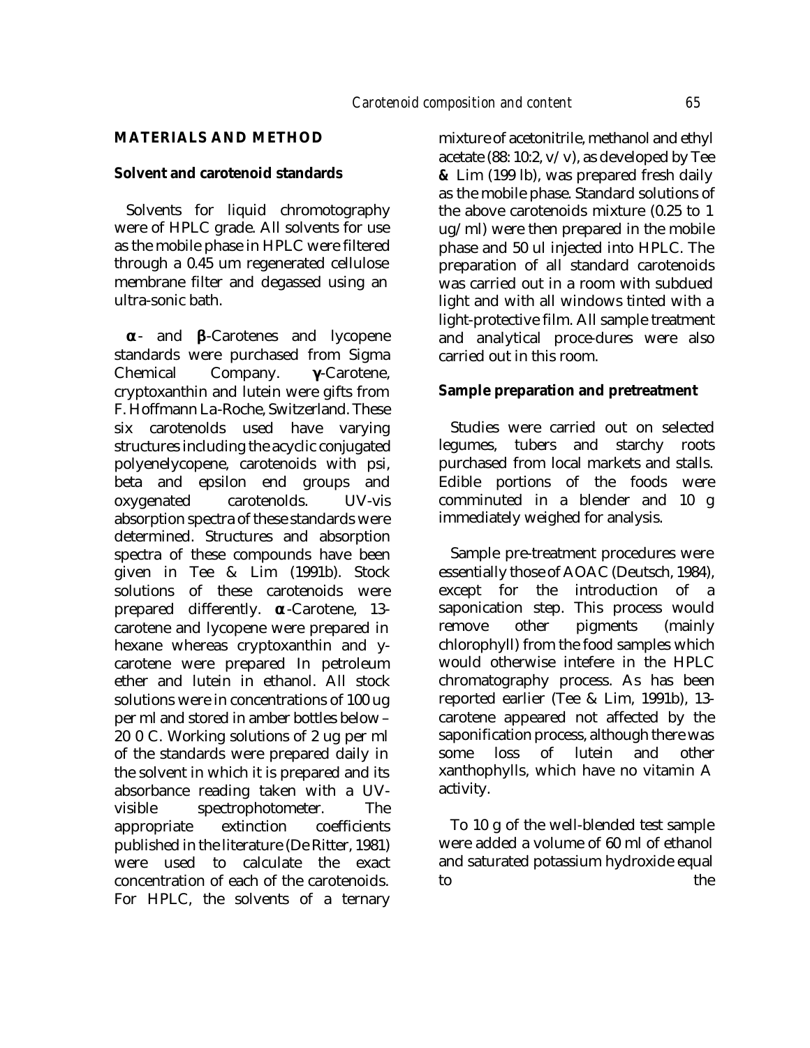## MATERIALS AND METHOD

### Solvent and carotenoid standards

Solvents for liquid chromotography were of HPLC grade. All solvents for use as the mobile phase in HPLC were filtered through a 0.45 um regenerated cellulose membrane filter and degassed using an ultra-sonic bath.

**α**- and **β**-Carotenes and lycopene standards were purchased from Sigma Chemical Company. **γ**-Carotene, cryptoxanthin and lutein were gifts from F. Hoffmann La-Roche, Switzerland. These six carotenolds used have varying structures including the acyclic conjugated polyenelycopene, carotenoids with psi, beta and epsilon end groups and oxygenated carotenolds. UV-vis absorption spectra of these standards were determined. Structures and absorption spectra of these compounds have been given in Tee & Lim (1991b). Stock solutions of these carotenoids were prepared differently. **α**-Carotene, 13-carotene and lycopene were prepared in hexane whereas cryptoxanthin and y-carotene were prepared In petroleum ether and lutein in ethanol. All stock solutions were in concentrations of 100 ug per ml and stored in amber bottles below – 20 0 C. Working solutions of 2 ug per ml of the standards were prepared daily in the solvent in which it is prepared and its absorbance reading taken with a UV-visible spectrophotometer. The appropriate extinction coefficients published in the literature (De Ritter, 1981) were used to calculate the exact concentration of each of the carotenoids. For HPLC, the solvents of a ternary mixture of acetonitrile, methanol and ethyl acetate (88: 10:2, v/v), as developed by Tee & Lim (199 lb), was prepared fresh daily as the mobile phase. Standard solutions of the above carotenoids mixture (0.25 to 1 ug/ml) were then prepared in the mobile phase and 50 ul injected into HPLC. The preparation of all standard carotenoids was carried out in a room with subdued light and with all windows tinted with a light-protective film. All sample treatment and analytical proce-dures were also carried out in this room.

### Sample preparation and pretreatment

Studies were carried out on selected legumes, tubers and starchy roots purchased from local markets and stalls. Edible portions of the foods were comminuted in a blender and 10 g immediately weighed for analysis.

Sample pre-treatment procedures were essentially those of AOAC (Deutsch, 1984), except for the introduction of a saponication step. This process would remove other pigments (mainly chlorophyll) from the food samples which would otherwise intefere in the HPLC chromatography process. As has been reported earlier (Tee & Lim, 1991b), 13-carotene appeared not affected by the saponification process, although there was some loss of lutein and other xanthophylls, which have no vitamin A activity.

To 10 g of the well-blended test sample were added a volume of 60 ml of ethanol and saturated potassium hydroxide equal to the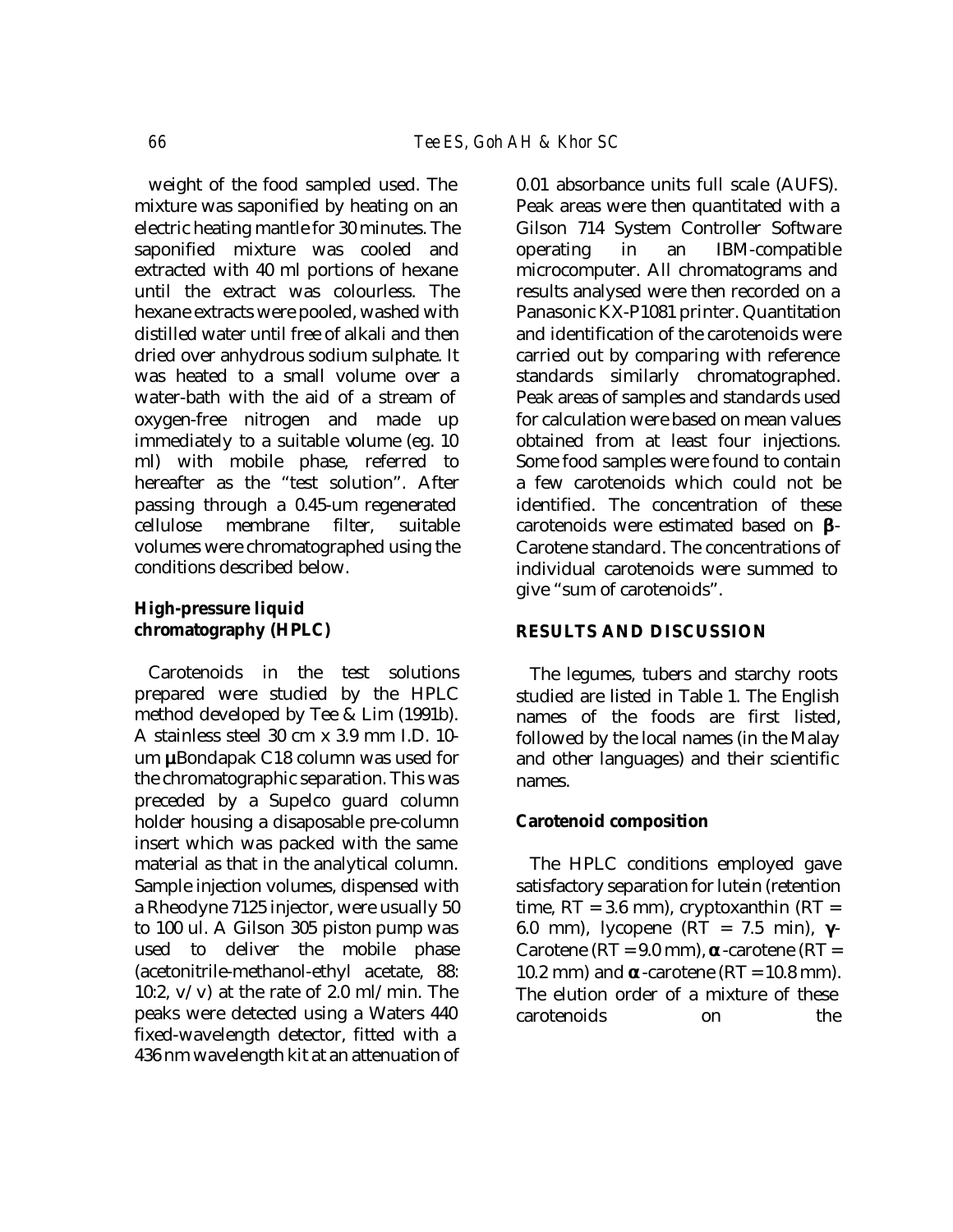weight of the food sampled used. The mixture was saponified by heating on an electric heating mantle for 30 minutes. The saponified mixture was cooled and extracted with 40 ml portions of hexane until the extract was colourless. The hexane extracts were pooled, washed with distilled water until free of alkali and then dried over anhydrous sodium sulphate. It was heated to a small volume over a water-bath with the aid of a stream of oxygen-free nitrogen and made up immediately to a suitable volume (eg. 10 ml) with mobile phase, referred to hereafter as the "test solution". After passing through a 0.45-um regenerated cellulose membrane filter, suitable volumes were chromatographed using the conditions described below.

### High-pressure liquid chromatography (HPLC)

Carotenoids in the test solutions prepared were studied by the HPLC method developed by Tee & Lim (1991b). A stainless steel 30 cm x 3.9 mm I.D. 10-um μBondapak C18 column was used for the chromatographic separation. This was preceded by a Supelco guard column holder housing a disaposable pre-column insert which was packed with the same material as that in the analytical column. Sample injection volumes, dispensed with a Rheodyne 7125 injector, were usually 50 to 100 ul. A Gilson 305 piston pump was used to deliver the mobile phase (acetonitrile-methanol-ethyl acetate, 88: 10:2, v/v) at the rate of 2.0 ml/min. The peaks were detected using a Waters 440 fixed-wavelength detector, fitted with a 436 nm wavelength kit at an attenuation of 0.01 absorbance units full scale (AUFS). Peak areas were then quantitated with a Gilson 714 System Controller Software operating in an IBM-compatible microcomputer. All chromatograms and results analysed were then recorded on a Panasonic KX-P1081 printer. Quantitation and identification of the carotenoids were carried out by comparing with reference standards similarly chromatographed. Peak areas of samples and standards used for calculation were based on mean values obtained from at least four injections. Some food samples were found to contain a few carotenoids which could not be identified. The concentration of these carotenoids were estimated based on β-Carotene standard. The concentrations of individual carotenoids were summed to give "sum of carotenoids".

## RESULTS AND DISCUSSION

The legumes, tubers and starchy roots studied are listed in Table 1. The English names of the foods are first listed, followed by the local names (in the Malay and other languages) and their scientific names.

### Carotenoid composition

The HPLC conditions employed gave satisfactory separation for lutein (retention time, RT = 3.6 mm), cryptoxanthin (RT = 6.0 mm), lycopene (RT = 7.5 min), γ-Carotene (RT = 9.0 mm), α-carotene (RT = 10.2 mm) and α-carotene (RT = 10.8 mm). The elution order of a mixture of these carotenoids on the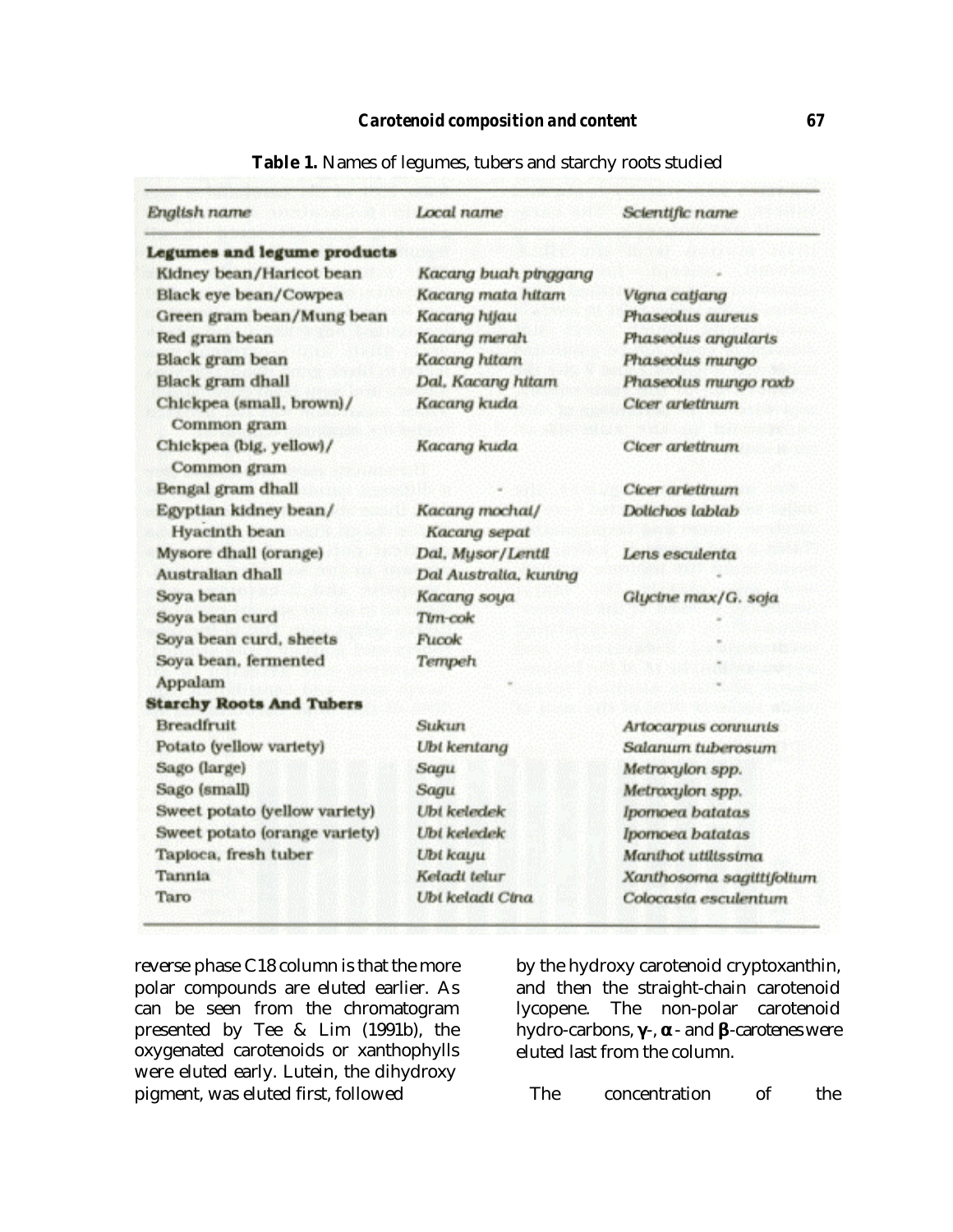**Table 1.** Names of legumes, tubers and starchy roots studied

| English name | Local name | Scientific name |
|---|---|---|
| **Legumes and legume products** | | |
| Kidney bean/Haricot bean | *Kacang buah pinggang* | - |
| Black eye bean/Cowpea | *Kacang mata hitam* | *Vigna catjang* |
| Green gram bean/Mung bean | *Kacang hijau* | *Phaseolus aureus* |
| Red gram bean | *Kacang merah* | *Phaseolus angularis* |
| Black gram bean | *Kacang hitam* | *Phaseolus mungo* |
| Black gram dhall | *Dal, Kacang hitam* | *Phaseolus mungo roxb* |
| Chickpea (small, brown)/ Common gram | *Kacang kuda* | *Cicer arietinum* |
| Chickpea (big, yellow)/ Common gram | *Kacang kuda* | *Cicer arietinum* |
| Bengal gram dhall | - | *Cicer arietinum* |
| Egyptian kidney bean/ Hyacinth bean | *Kacang mochai/ Kacang sepat* | *Dolichos lablab* |
| Mysore dhall (orange) | *Dal, Mysor/Lentil* | *Lens esculenta* |
| Australian dhall | *Dal Australia, kuning* | - |
| Soya bean | *Kacang soya* | *Glycine max/G. soja* |
| Soya bean curd | *Tim-cok* | - |
| Soya bean curd, sheets | *Fucok* | - |
| Soya bean, fermented | *Tempeh* | - |
| Appalam | - | - |
| **Starchy Roots And Tubers** | | |
| Breadfruit | *Sukun* | *Artocarpus connunis* |
| Potato (yellow variety) | *Ubi kentang* | *Salanum tuberosum* |
| Sago (large) | *Sagu* | *Metroxylon spp.* |
| Sago (small) | *Sagu* | *Metroxylon spp.* |
| Sweet potato (yellow variety) | *Ubi keledek* | *Ipomoea batatas* |
| Sweet potato (orange variety) | *Ubi keledek* | *Ipomoea batatas* |
| Tapioca, fresh tuber | *Ubi kayu* | *Manihot utilissima* |
| Tannia | *Keladi telur* | *Xanthosoma sagittifolium* |
| Taro | *Ubi keladi Cina* | *Colocasia esculentum* |

reverse phase C18 column is that the more polar compounds are eluted earlier. As can be seen from the chromatogram presented by Tee & Lim (1991b), the oxygenated carotenoids or xanthophylls were eluted early. Lutein, the dihydroxy pigment, was eluted first, followed by the hydroxy carotenoid cryptoxanthin, and then the straight-chain carotenoid lycopene. The non-polar carotenoid hydro-carbons, γ-, α- and β-carotenes were eluted last from the column.

The concentration of the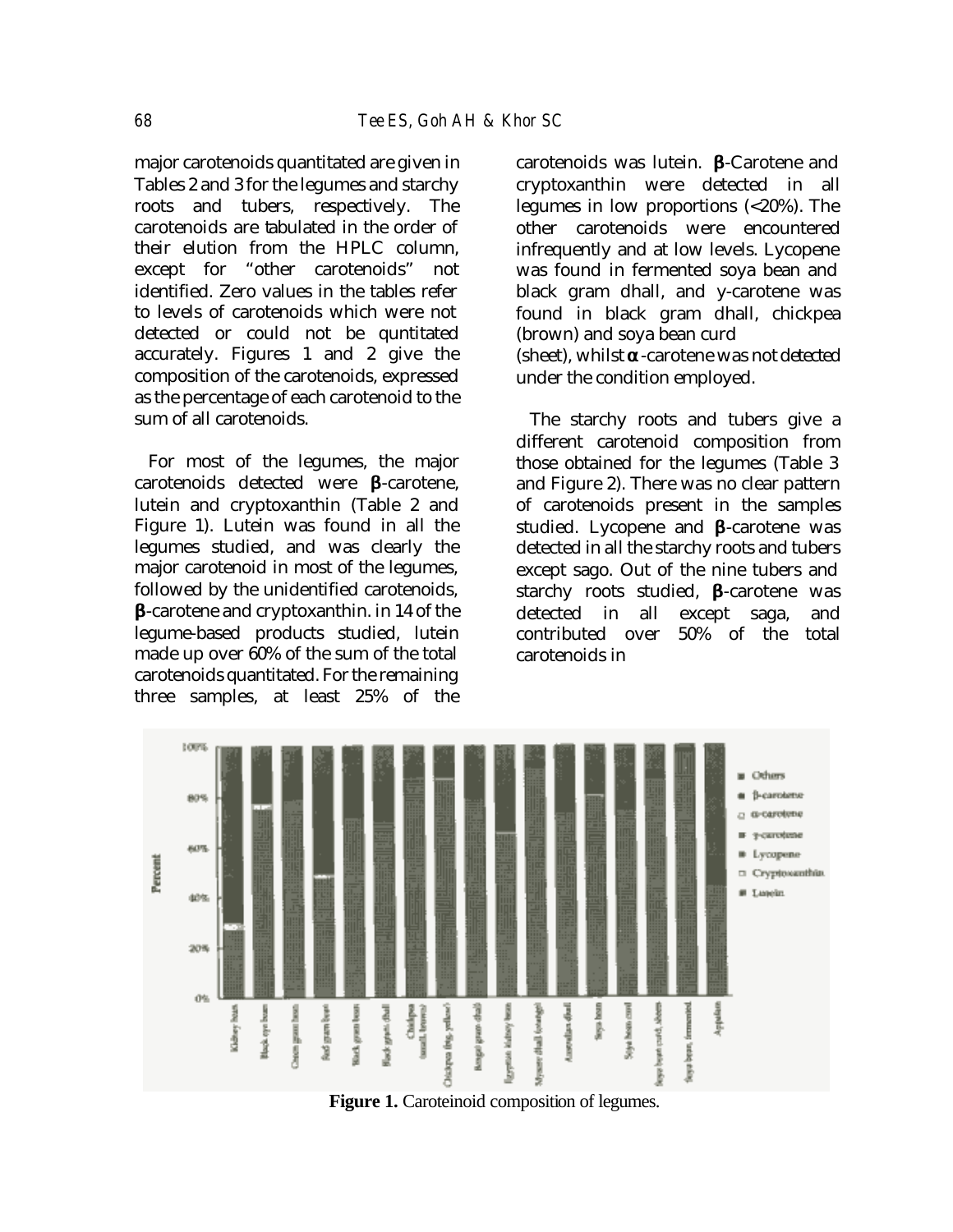major carotenoids quantitated are given in Tables 2 and 3 for the legumes and starchy roots and tubers, respectively. The carotenoids are tabulated in the order of their elution from the HPLC column, except for "other carotenoids" not identified. Zero values in the tables refer to levels of carotenoids which were not detected or could not be quntitated accurately. Figures 1 and 2 give the composition of the carotenoids, expressed as the percentage of each carotenoid to the sum of all carotenoids.

For most of the legumes, the major carotenoids detected were **β**-carotene, lutein and cryptoxanthin (Table 2 and Figure 1). Lutein was found in all the legumes studied, and was clearly the major carotenoid in most of the legumes, followed by the unidentified carotenoids, **β**-carotene and cryptoxanthin. in 14 of the legume-based products studied, lutein made up over 60% of the sum of the total carotenoids quantitated. For the remaining three samples, at least 25% of the carotenoids was lutein. **β**-Carotene and cryptoxanthin were detected in all legumes in low proportions (<20%). The other carotenoids were encountered infrequently and at low levels. Lycopene was found in fermented soya bean and black gram dhall, and y-carotene was found in black gram dhall, chickpea (brown) and soya bean curd (sheet), whilst **α**-carotene was not detected under the condition employed.

The starchy roots and tubers give a different carotenoid composition from those obtained for the legumes (Table 3 and Figure 2). There was no clear pattern of carotenoids present in the samples studied. Lycopene and **β**-carotene was detected in all the starchy roots and tubers except sago. Out of the nine tubers and starchy roots studied, **β**-carotene was detected in all except saga, and contributed over 50% of the total carotenoids in

**Figure 1.** Caroteinoid composition of legumes.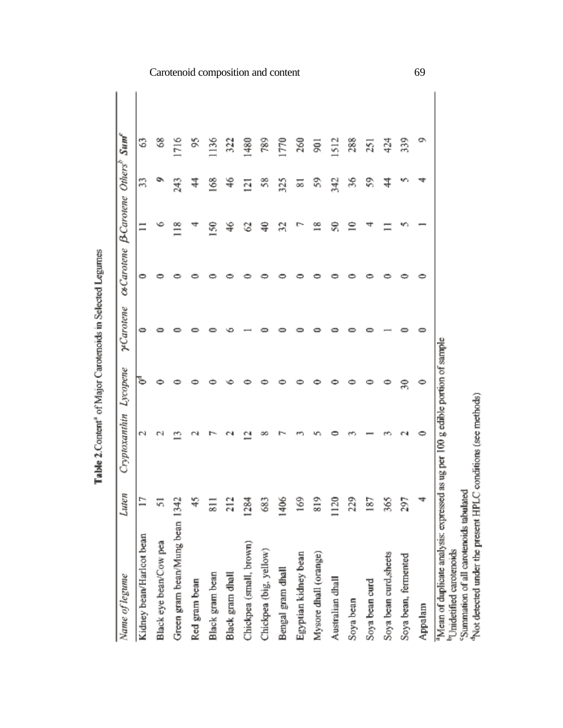**Table 2.** Content[a] of Major Carotenoids in Selected Legumes

| Name of legume | Luten | Cryptoxanthin | Lycopene | γ-Carotene | α-Carotene | β-Carotene | Others[b] | Sum[c] |
|---|---|---|---|---|---|---|---|---|
| Kidney bean/Haricot bean | 17 | 2 | 0[d] | 0 | 0 | 11 | 33 | 63 |
| Black eye bean/Cow pea | 51 | 2 | 0 | 0 | 0 | 6 | 9 | 68 |
| Green gram bean/Mung bean | 1342 | 13 | 0 | 0 | 0 | 118 | 243 | 1716 |
| Red gram bean | 45 | 2 | 0 | 0 | 0 | 4 | 44 | 95 |
| Black gram bean | 811 | 7 | 0 | 0 | 0 | 150 | 168 | 1136 |
| Black gram dhall | 212 | 2 | 6 | 6 | 0 | 46 | 46 | 322 |
| Chickpea (small, brown) | 1284 | 12 | 0 | 1 | 0 | 62 | 121 | 1480 |
| Chickpea (big, yellow) | 683 | 8 | 0 | 0 | 0 | 40 | 58 | 789 |
| Bengal gram dhall | 1406 | 7 | 0 | 0 | 0 | 32 | 325 | 1770 |
| Egyptian kidney bean | 169 | 3 | 0 | 0 | 0 | 7 | 81 | 260 |
| Mysore dhall (orange) | 819 | 5 | 0 | 0 | 0 | 18 | 59 | 901 |
| Australian dhall | 1120 | 0 | 0 | 0 | 0 | 50 | 342 | 1512 |
| Soya bean | 229 | 3 | 0 | 0 | 0 | 10 | 36 | 288 |
| Soya bean curd | 187 | 1 | 0 | 0 | 0 | 4 | 59 | 251 |
| Soya bean curd,sheets | 365 | 3 | 0 | 1 | 0 | 11 | 44 | 424 |
| Soya bean, fermented | 297 | 2 | 30 | 0 | 0 | 5 | 5 | 339 |
| Appalam | 4 | 0 | 0 | 0 | 0 | 1 | 4 | 9 |

[a]Mean of duplicate analysis: expressed as ug per 100 g edible portion of sample
[b]Unidentified carotenoids
[c]Summation of all carotenoids tabulated
[d]Not detected under the present HPLC conditions (see methods)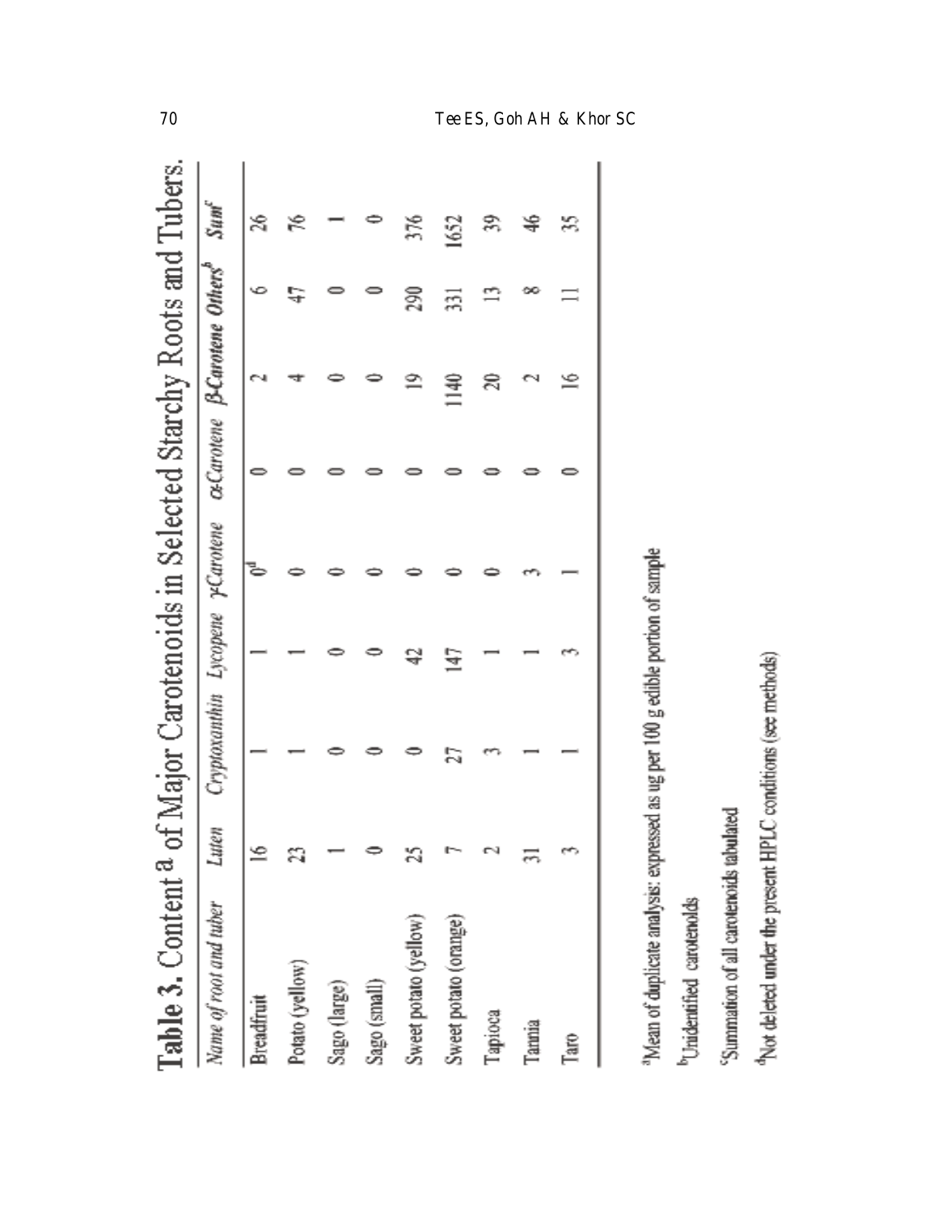## Table 3. Content [a] of Major Carotenoids in Selected Starchy Roots and Tubers.

| Name of root and tuber | Luten | Cryptoxanthin | Lycopene | γ-Carotene | α-Carotene | β-Carotene | Others[b] | Sum[c] |
|---|---|---|---|---|---|---|---|---|
| Breadfruit | 16 | 1 | 1 | 0[d] | 0 | 2 | 6 | 26 |
| Potato (yellow) | 23 | 1 | 1 | 0 | 0 | 4 | 47 | 76 |
| Sago (large) | 1 | 0 | 0 | 0 | 0 | 0 | 0 | 1 |
| Sago (small) | 0 | 0 | 0 | 0 | 0 | 0 | 0 | 0 |
| Sweet potato (yellow) | 25 | 0 | 42 | 0 | 0 | 19 | 290 | 376 |
| Sweet potato (orange) | 7 | 27 | 147 | 0 | 0 | 1140 | 331 | 1652 |
| Tapioca | 2 | 3 | 1 | 0 | 0 | 20 | 13 | 39 |
| Tannia | 31 | 1 | 1 | 3 | 0 | 2 | 8 | 46 |
| Taro | 3 | 1 | 3 | 1 | 0 | 16 | 11 | 35 |

[a]Mean of duplicate analysis: expressed as ug per 100 g edible portion of sample

[b]Unidentified carotenoids

[c]Summation of all carotenoids tabulated

[d]Not deleted under the present HPLC conditions (see methods)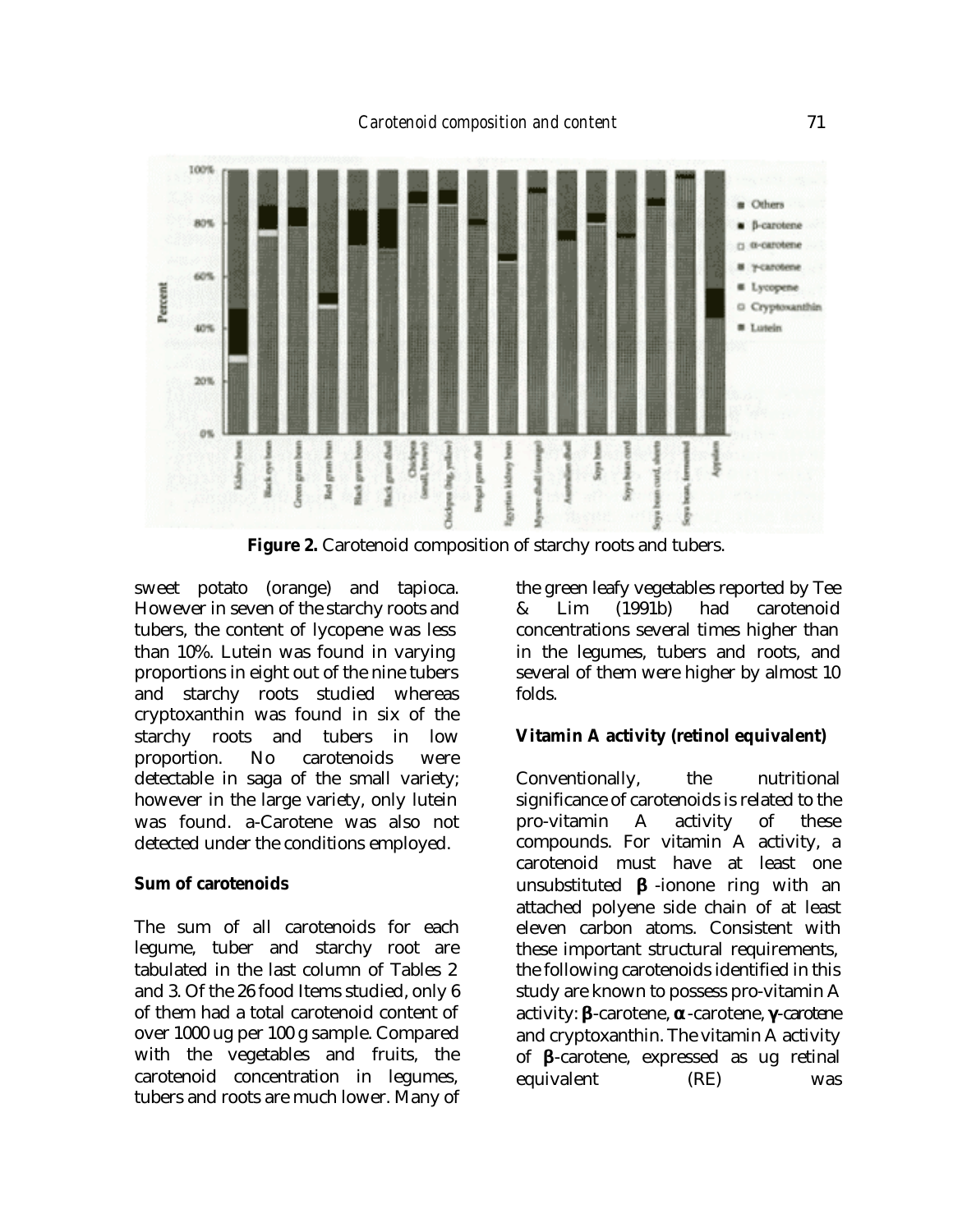**Figure 2.** Carotenoid composition of starchy roots and tubers.

sweet potato (orange) and tapioca. However in seven of the starchy roots and tubers, the content of lycopene was less than 10%. Lutein was found in varying proportions in eight out of the nine tubers and starchy roots studied whereas cryptoxanthin was found in six of the starchy roots and tubers in low proportion. No carotenoids were detectable in saga of the small variety; however in the large variety, only lutein was found. a-Carotene was also not detected under the conditions employed.

**Sum of carotenoids**

The sum of all carotenoids for each legume, tuber and starchy root are tabulated in the last column of Tables 2 and 3. Of the 26 food Items studied, only 6 of them had a total carotenoid content of over 1000 ug per 100 g sample. Compared with the vegetables and fruits, the carotenoid concentration in legumes, tubers and roots are much lower. Many of the green leafy vegetables reported by Tee & Lim (1991b) had carotenoid concentrations several times higher than in the legumes, tubers and roots, and several of them were higher by almost 10 folds.

**Vitamin A activity (retinol equivalent)**

Conventionally, the nutritional significance of carotenoids is related to the pro-vitamin A activity of these compounds. For vitamin A activity, a carotenoid must have at least one unsubstituted **β**-ionone ring with an attached polyene side chain of at least eleven carbon atoms. Consistent with these important structural requirements, the following carotenoids identified in this study are known to possess pro-vitamin A activity: **β**-carotene, **α**-carotene, **γ**-carotene and cryptoxanthin. The vitamin A activity of **β**-carotene, expressed as ug retinal equivalent (RE) was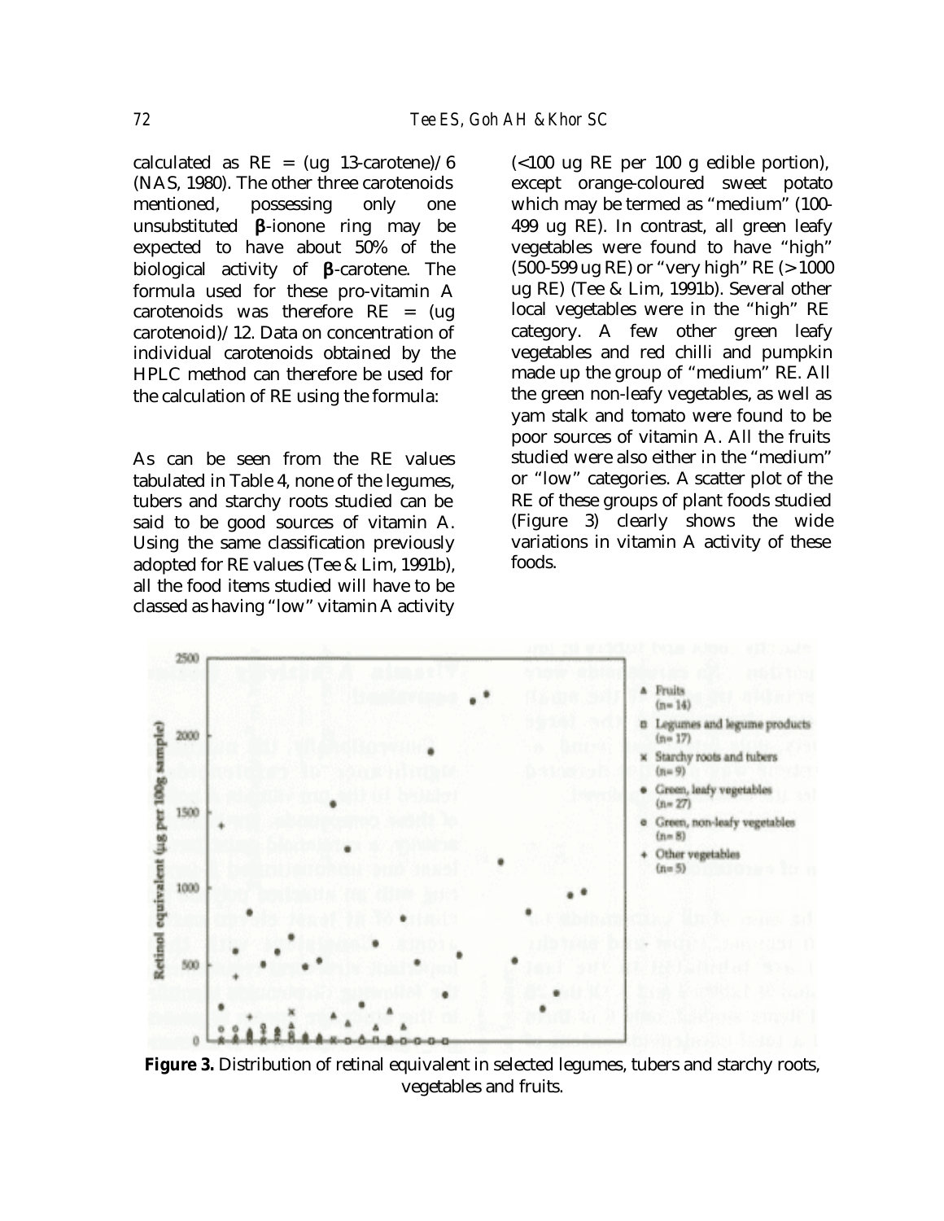calculated as RE = (ug 13-carotene)/6 (NAS, 1980). The other three carotenoids mentioned, possessing only one unsubstituted **β**-ionone ring may be expected to have about 50% of the biological activity of **β**-carotene. The formula used for these pro-vitamin A carotenoids was therefore RE = (ug carotenoid)/12. Data on concentration of individual carotenoids obtained by the HPLC method can therefore be used for the calculation of RE using the formula:

As can be seen from the RE values tabulated in Table 4, none of the legumes, tubers and starchy roots studied can be said to be good sources of vitamin A. Using the same classification previously adopted for RE values (Tee & Lim, 1991b), all the food items studied will have to be classed as having "low" vitamin A activity (<100 ug RE per 100 g edible portion), except orange-coloured sweet potato which may be termed as "medium" (100-499 ug RE). In contrast, all green leafy vegetables were found to have "high" (500-599 ug RE) or "very high" RE (>1000 ug RE) (Tee & Lim, 1991b). Several other local vegetables were in the "high" RE category. A few other green leafy vegetables and red chilli and pumpkin made up the group of "medium" RE. All the green non-leafy vegetables, as well as yam stalk and tomato were found to be poor sources of vitamin A. All the fruits studied were also either in the "medium" or "low" categories. A scatter plot of the RE of these groups of plant foods studied (Figure 3) clearly shows the wide variations in vitamin A activity of these foods.

**Figure 3.** Distribution of retinal equivalent in selected legumes, tubers and starchy roots, vegetables and fruits.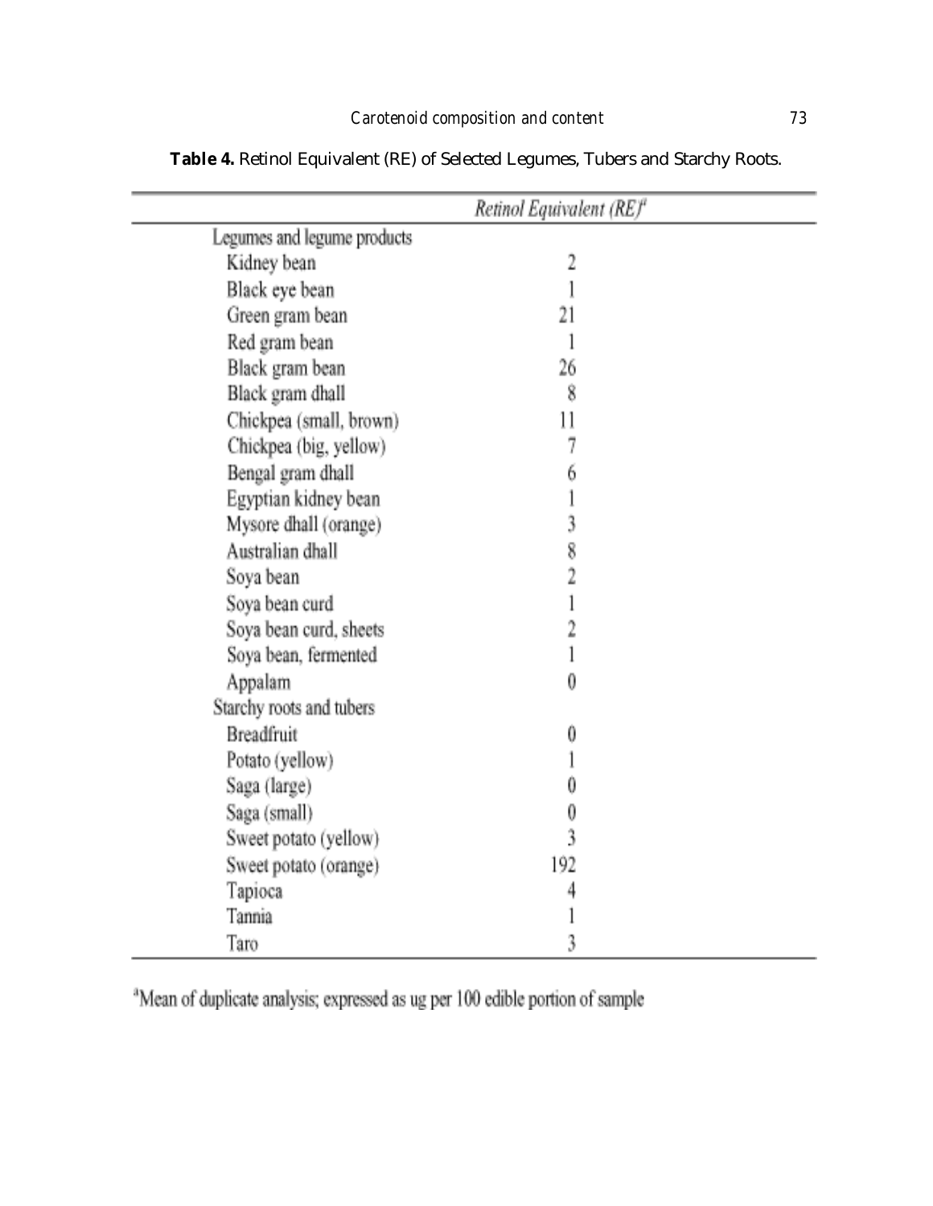**Table 4.** Retinol Equivalent (RE) of Selected Legumes, Tubers and Starchy Roots.

| | *Retinol Equivalent (RE)*[a] |
|---|---|
| Legumes and legume products | |
| Kidney bean | 2 |
| Black eye bean | 1 |
| Green gram bean | 21 |
| Red gram bean | 1 |
| Black gram bean | 26 |
| Black gram dhall | 8 |
| Chickpea (small, brown) | 11 |
| Chickpea (big, yellow) | 7 |
| Bengal gram dhall | 6 |
| Egyptian kidney bean | 1 |
| Mysore dhall (orange) | 3 |
| Australian dhall | 8 |
| Soya bean | 2 |
| Soya bean curd | 1 |
| Soya bean curd, sheets | 2 |
| Soya bean, fermented | 1 |
| Appalam | 0 |
| Starchy roots and tubers | |
| Breadfruit | 0 |
| Potato (yellow) | 1 |
| Saga (large) | 0 |
| Saga (small) | 0 |
| Sweet potato (yellow) | 3 |
| Sweet potato (orange) | 192 |
| Tapioca | 4 |
| Tannia | 1 |
| Taro | 3 |

[a]Mean of duplicate analysis; expressed as ug per 100 edible portion of sample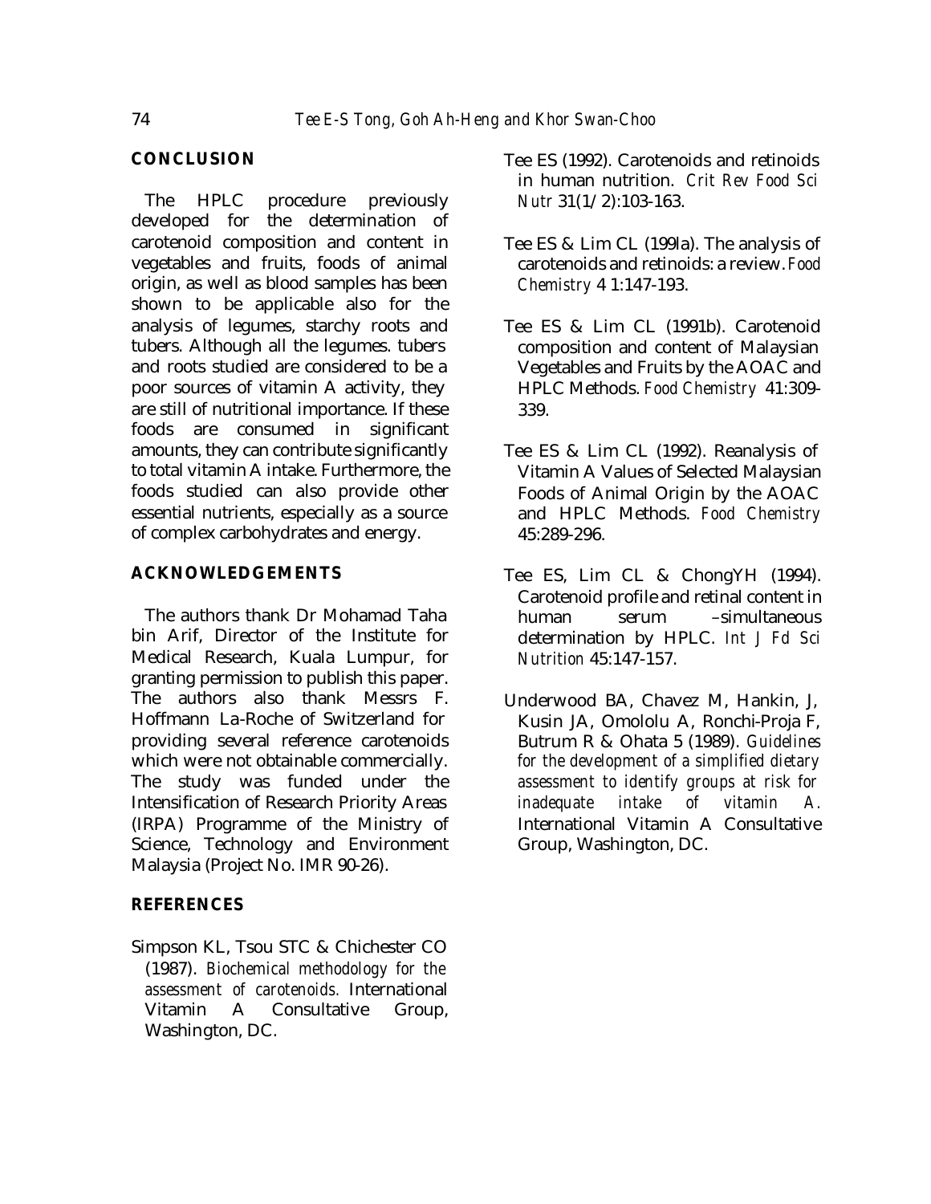## CONCLUSION

The HPLC procedure previously developed for the determination of carotenoid composition and content in vegetables and fruits, foods of animal origin, as well as blood samples has been shown to be applicable also for the analysis of legumes, starchy roots and tubers. Although all the legumes. tubers and roots studied are considered to be a poor sources of vitamin A activity, they are still of nutritional importance. If these foods are consumed in significant amounts, they can contribute significantly to total vitamin A intake. Furthermore, the foods studied can also provide other essential nutrients, especially as a source of complex carbohydrates and energy.

## ACKNOWLEDGEMENTS

The authors thank Dr Mohamad Taha bin Arif, Director of the Institute for Medical Research, Kuala Lumpur, for granting permission to publish this paper. The authors also thank Messrs F. Hoffmann La-Roche of Switzerland for providing several reference carotenoids which were not obtainable commercially. The study was funded under the Intensification of Research Priority Areas (IRPA) Programme of the Ministry of Science, Technology and Environment Malaysia (Project No. IMR 90-26).

## REFERENCES

Simpson KL, Tsou STC & Chichester CO (1987). *Biochemical methodology for the assessment of carotenoids.* International Vitamin A Consultative Group, Washington, DC.

Tee ES (1992). Carotenoids and retinoids in human nutrition. *Crit Rev Food Sci Nutr* 31(1/2):103-163.

Tee ES & Lim CL (199la). The analysis of carotenoids and retinoids: a review. *Food Chemistry* 4 1:147-193.

Tee ES & Lim CL (1991b). Carotenoid composition and content of Malaysian Vegetables and Fruits by the AOAC and HPLC Methods. *Food Chemistry* 41:309-339.

Tee ES & Lim CL (1992). Reanalysis of Vitamin A Values of Selected Malaysian Foods of Animal Origin by the AOAC and HPLC Methods. *Food Chemistry* 45:289-296.

Tee ES, Lim CL & ChongYH (1994). Carotenoid profile and retinal content in human serum –simultaneous determination by HPLC. *Int J Fd Sci Nutrition* 45:147-157.

Underwood BA, Chavez M, Hankin, J, Kusin JA, Omololu A, Ronchi-Proja F, Butrum R & Ohata 5 (1989). *Guidelines for the development of a simplified dietary assessment to identify groups at risk for inadequate intake of vitamin A.* International Vitamin A Consultative Group, Washington, DC.